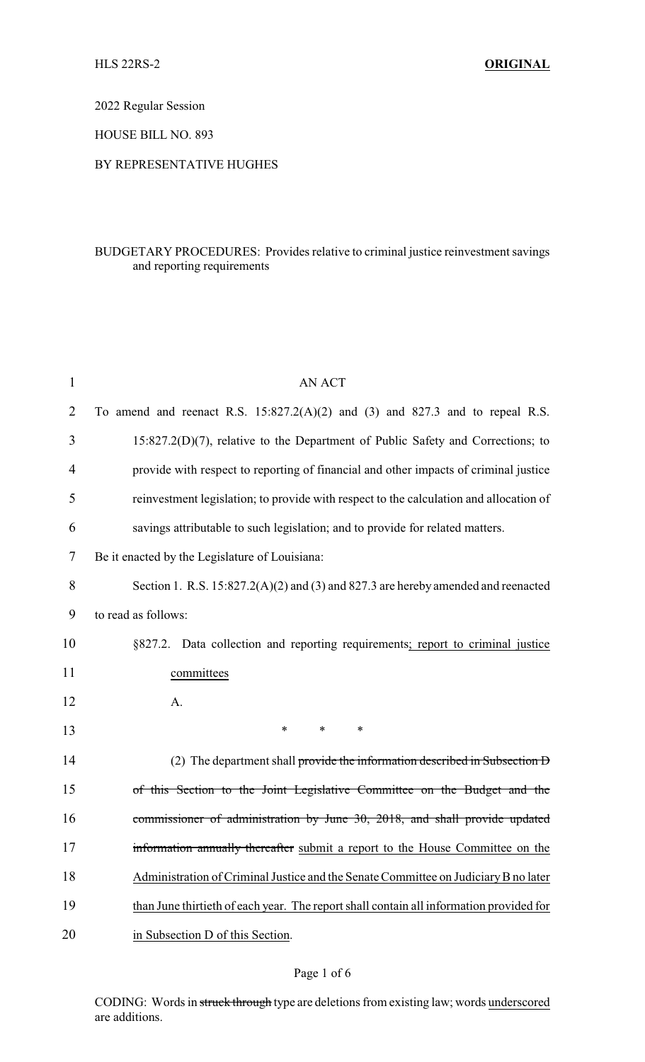HLS 22RS-2 **ORIGINAL**

2022 Regular Session

HOUSE BILL NO. 893

BY REPRESENTATIVE HUGHES

BUDGETARY PROCEDURES: Provides relative to criminal justice reinvestment savings and reporting requirements

AN ACT

To amend and reenact R.S. 15:827.2(A)(2) and (3) and 827.3 and to repeal R.S. 15:827.2(D)(7), relative to the Department of Public Safety and Corrections; to provide with respect to reporting of financial and other impacts of criminal justice reinvestment legislation; to provide with respect to the calculation and allocation of savings attributable to such legislation; and to provide for related matters.

Be it enacted by the Legislature of Louisiana:

Section 1. R.S. 15:827.2(A)(2) and (3) and 827.3 are hereby amended and reenacted to read as follows:

§827.2. Data collection and reporting requirements<u>; report to criminal justice committees</u>

A.

\* \* \*

(2) The department shall ~~provide the information described in Subsection D of this Section to the Joint Legislative Committee on the Budget and the commissioner of administration by June 30, 2018, and shall provide updated information annually thereafter~~ <u>submit a report to the House Committee on the Administration of Criminal Justice and the Senate Committee on Judiciary B no later than June thirtieth of each year. The report shall contain all information provided for in Subsection D of this Section</u>.

CODING: Words in ~~struck through~~ type are deletions from existing law; words <u>underscored</u> are additions.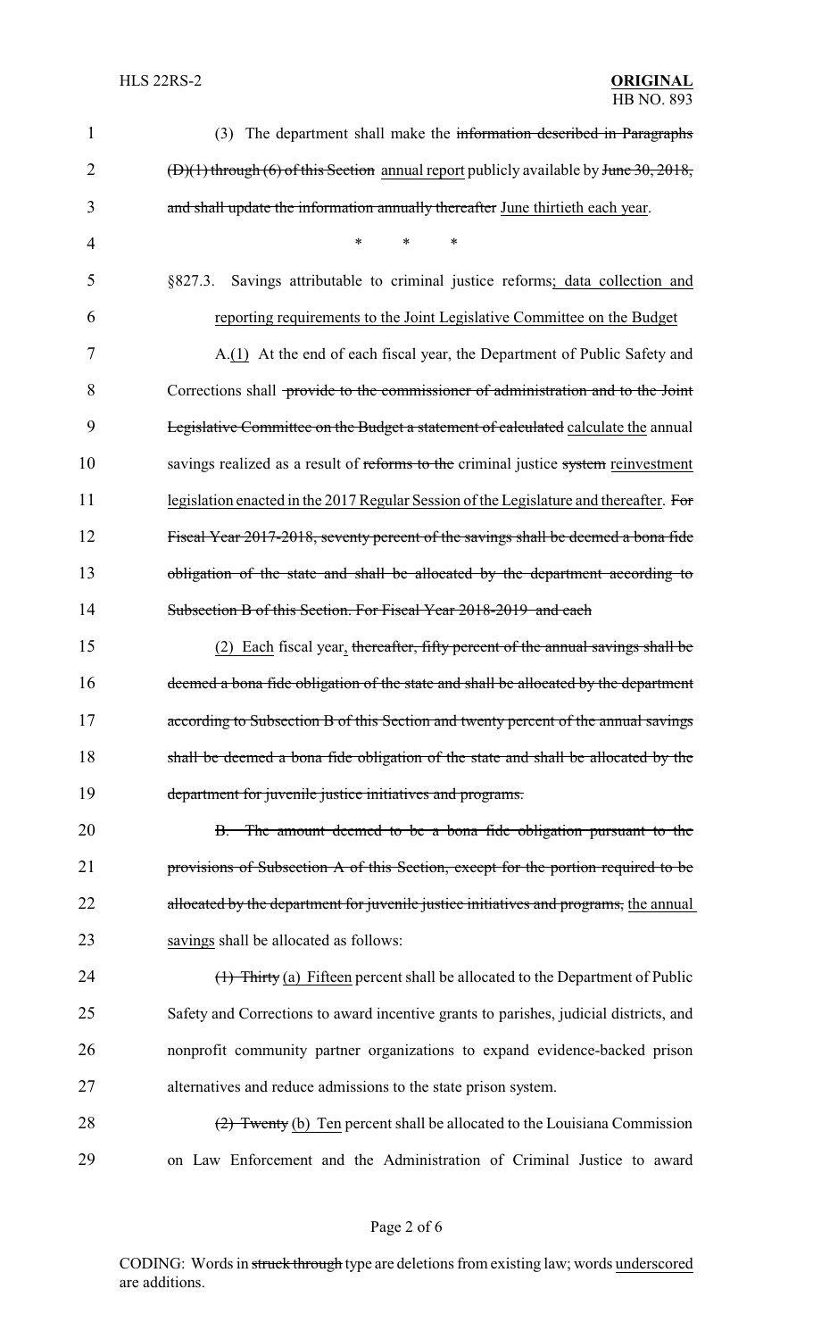(3) The department shall make the ~~information described in Paragraphs (D)(1) through (6) of this Section~~ <u>annual report</u> publicly available by ~~June 30, 2018, and shall update the information annually thereafter~~ <u>June thirtieth each year</u>.

\* \* \*

§827.3. Savings attributable to criminal justice reforms<u>; data collection and reporting requirements to the Joint Legislative Committee on the Budget</u>

A.<u>(1)</u> At the end of each fiscal year, the Department of Public Safety and Corrections shall ~~provide to the commissioner of administration and to the Joint Legislative Committee on the Budget a statement of calculated~~ <u>calculate the</u> annual savings realized as a result of ~~reforms to the~~ criminal justice ~~system~~ <u>reinvestment legislation enacted in the 2017 Regular Session of the Legislature and thereafter</u>. ~~For Fiscal Year 2017-2018, seventy percent of the savings shall be deemed a bona fide obligation of the state and shall be allocated by the department according to Subsection B of this Section. For Fiscal Year 2018-2019 and each~~

<u>(2) Each</u> fiscal year<u>,</u> ~~thereafter, fifty percent of the annual savings shall be deemed a bona fide obligation of the state and shall be allocated by the department according to Subsection B of this Section and twenty percent of the annual savings shall be deemed a bona fide obligation of the state and shall be allocated by the department for juvenile justice initiatives and programs.~~

~~B. The amount deemed to be a bona fide obligation pursuant to the provisions of Subsection A of this Section, except for the portion required to be allocated by the department for juvenile justice initiatives and programs,~~ <u>the annual savings</u> shall be allocated as follows:

~~(1) Thirty~~ <u>(a) Fifteen</u> percent shall be allocated to the Department of Public Safety and Corrections to award incentive grants to parishes, judicial districts, and nonprofit community partner organizations to expand evidence-backed prison alternatives and reduce admissions to the state prison system.

~~(2) Twenty~~ <u>(b) Ten</u> percent shall be allocated to the Louisiana Commission on Law Enforcement and the Administration of Criminal Justice to award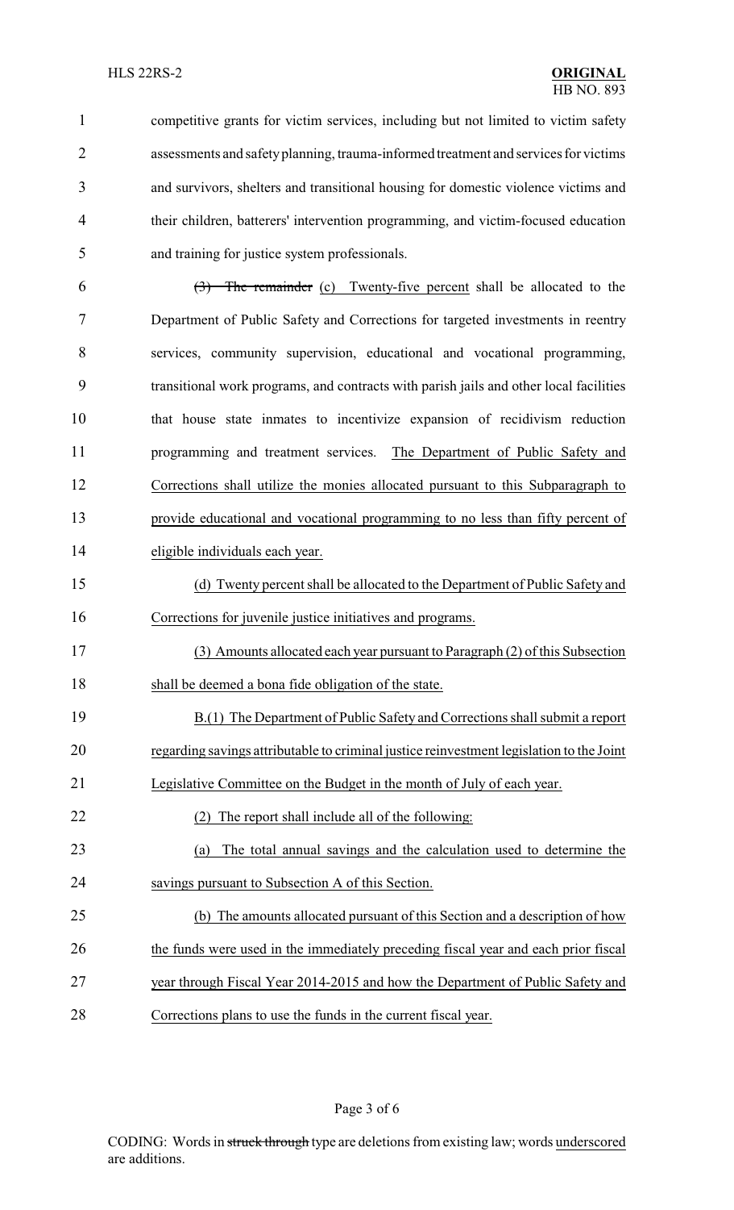competitive grants for victim services, including but not limited to victim safety assessments and safety planning, trauma-informed treatment and services for victims and survivors, shelters and transitional housing for domestic violence victims and their children, batterers' intervention programming, and victim-focused education and training for justice system professionals.

~~(3) The remainder~~ (c) Twenty-five percent shall be allocated to the Department of Public Safety and Corrections for targeted investments in reentry services, community supervision, educational and vocational programming, transitional work programs, and contracts with parish jails and other local facilities that house state inmates to incentivize expansion of recidivism reduction programming and treatment services. The Department of Public Safety and Corrections shall utilize the monies allocated pursuant to this Subparagraph to provide educational and vocational programming to no less than fifty percent of eligible individuals each year.

(d) Twenty percent shall be allocated to the Department of Public Safety and Corrections for juvenile justice initiatives and programs.

(3) Amounts allocated each year pursuant to Paragraph (2) of this Subsection shall be deemed a bona fide obligation of the state.

B.(1) The Department of Public Safety and Corrections shall submit a report regarding savings attributable to criminal justice reinvestment legislation to the Joint Legislative Committee on the Budget in the month of July of each year.

(2) The report shall include all of the following:

(a) The total annual savings and the calculation used to determine the savings pursuant to Subsection A of this Section.

(b) The amounts allocated pursuant of this Section and a description of how the funds were used in the immediately preceding fiscal year and each prior fiscal year through Fiscal Year 2014-2015 and how the Department of Public Safety and Corrections plans to use the funds in the current fiscal year.

CODING: Words in ~~struck through~~ type are deletions from existing law; words underscored are additions.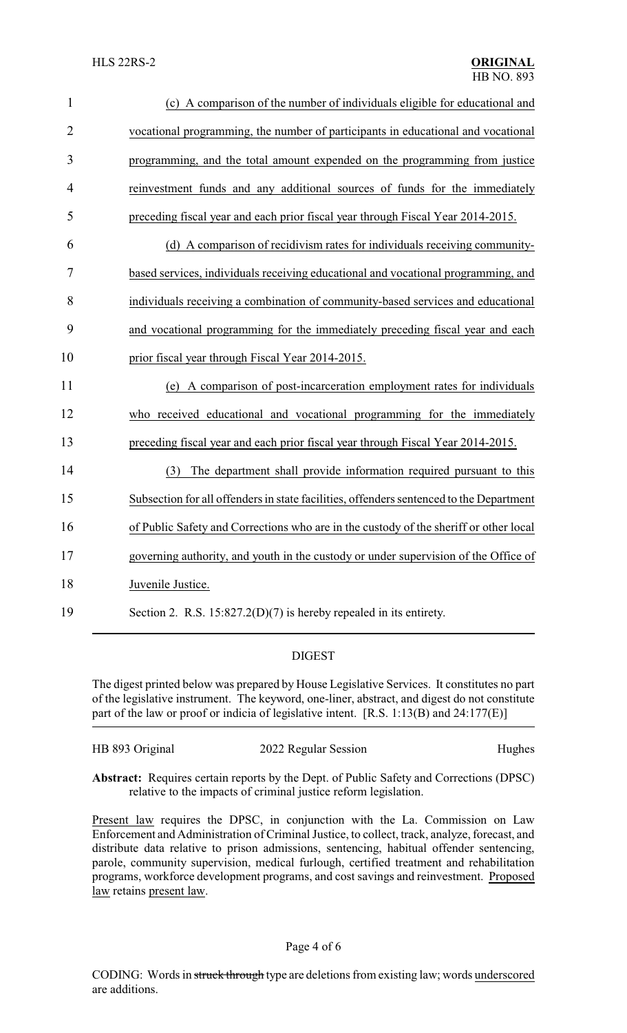(c) A comparison of the number of individuals eligible for educational and vocational programming, the number of participants in educational and vocational programming, and the total amount expended on the programming from justice reinvestment funds and any additional sources of funds for the immediately preceding fiscal year and each prior fiscal year through Fiscal Year 2014-2015.

(d) A comparison of recidivism rates for individuals receiving community-based services, individuals receiving educational and vocational programming, and individuals receiving a combination of community-based services and educational and vocational programming for the immediately preceding fiscal year and each prior fiscal year through Fiscal Year 2014-2015.

(e) A comparison of post-incarceration employment rates for individuals who received educational and vocational programming for the immediately preceding fiscal year and each prior fiscal year through Fiscal Year 2014-2015.

(3) The department shall provide information required pursuant to this Subsection for all offenders in state facilities, offenders sentenced to the Department of Public Safety and Corrections who are in the custody of the sheriff or other local governing authority, and youth in the custody or under supervision of the Office of Juvenile Justice.

Section 2. R.S. 15:827.2(D)(7) is hereby repealed in its entirety.

## DIGEST

The digest printed below was prepared by House Legislative Services. It constitutes no part of the legislative instrument. The keyword, one-liner, abstract, and digest do not constitute part of the law or proof or indicia of legislative intent. [R.S. 1:13(B) and 24:177(E)]

HB 893 Original — 2022 Regular Session — Hughes

**Abstract:** Requires certain reports by the Dept. of Public Safety and Corrections (DPSC) relative to the impacts of criminal justice reform legislation.

Present law requires the DPSC, in conjunction with the La. Commission on Law Enforcement and Administration of Criminal Justice, to collect, track, analyze, forecast, and distribute data relative to prison admissions, sentencing, habitual offender sentencing, parole, community supervision, medical furlough, certified treatment and rehabilitation programs, workforce development programs, and cost savings and reinvestment. Proposed law retains present law.

CODING: Words in ~~struck through~~ type are deletions from existing law; words underscored are additions.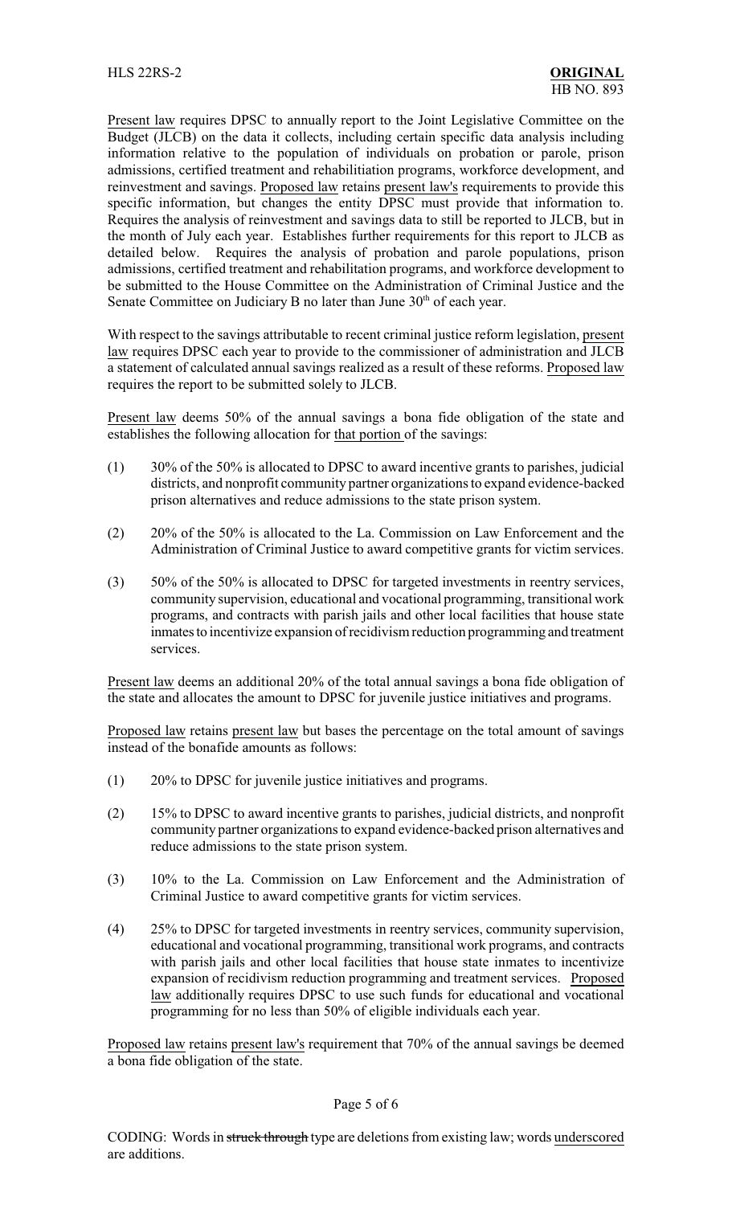Present law requires DPSC to annually report to the Joint Legislative Committee on the Budget (JLCB) on the data it collects, including certain specific data analysis including information relative to the population of individuals on probation or parole, prison admissions, certified treatment and rehabilitiation programs, workforce development, and reinvestment and savings. Proposed law retains present law's requirements to provide this specific information, but changes the entity DPSC must provide that information to. Requires the analysis of reinvestment and savings data to still be reported to JLCB, but in the month of July each year. Establishes further requirements for this report to JLCB as detailed below. Requires the analysis of probation and parole populations, prison admissions, certified treatment and rehabilitation programs, and workforce development to be submitted to the House Committee on the Administration of Criminal Justice and the Senate Committee on Judiciary B no later than June 30th of each year.

With respect to the savings attributable to recent criminal justice reform legislation, present law requires DPSC each year to provide to the commissioner of administration and JLCB a statement of calculated annual savings realized as a result of these reforms. Proposed law requires the report to be submitted solely to JLCB.

Present law deems 50% of the annual savings a bona fide obligation of the state and establishes the following allocation for that portion of the savings:

(1) 30% of the 50% is allocated to DPSC to award incentive grants to parishes, judicial districts, and nonprofit community partner organizations to expand evidence-backed prison alternatives and reduce admissions to the state prison system.

(2) 20% of the 50% is allocated to the La. Commission on Law Enforcement and the Administration of Criminal Justice to award competitive grants for victim services.

(3) 50% of the 50% is allocated to DPSC for targeted investments in reentry services, community supervision, educational and vocational programming, transitional work programs, and contracts with parish jails and other local facilities that house state inmates to incentivize expansion of recidivism reduction programming and treatment services.

Present law deems an additional 20% of the total annual savings a bona fide obligation of the state and allocates the amount to DPSC for juvenile justice initiatives and programs.

Proposed law retains present law but bases the percentage on the total amount of savings instead of the bonafide amounts as follows:

(1) 20% to DPSC for juvenile justice initiatives and programs.

(2) 15% to DPSC to award incentive grants to parishes, judicial districts, and nonprofit community partner organizations to expand evidence-backed prison alternatives and reduce admissions to the state prison system.

(3) 10% to the La. Commission on Law Enforcement and the Administration of Criminal Justice to award competitive grants for victim services.

(4) 25% to DPSC for targeted investments in reentry services, community supervision, educational and vocational programming, transitional work programs, and contracts with parish jails and other local facilities that house state inmates to incentivize expansion of recidivism reduction programming and treatment services. Proposed law additionally requires DPSC to use such funds for educational and vocational programming for no less than 50% of eligible individuals each year.

Proposed law retains present law's requirement that 70% of the annual savings be deemed a bona fide obligation of the state.

CODING: Words in ~~struck through~~ type are deletions from existing law; words underscored are additions.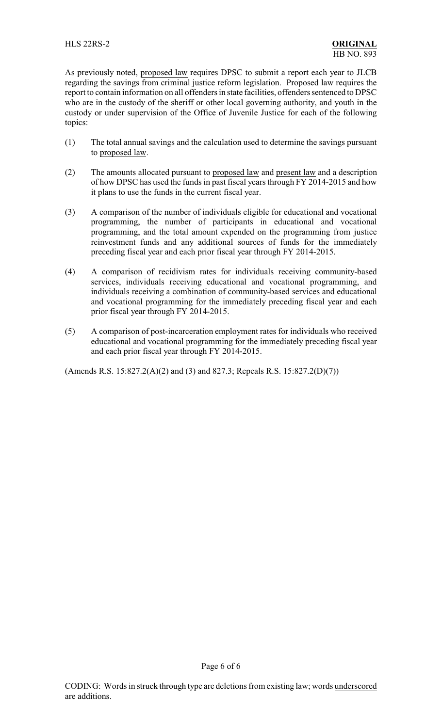As previously noted, proposed law requires DPSC to submit a report each year to JLCB regarding the savings from criminal justice reform legislation. Proposed law requires the report to contain information on all offenders in state facilities, offenders sentenced to DPSC who are in the custody of the sheriff or other local governing authority, and youth in the custody or under supervision of the Office of Juvenile Justice for each of the following topics:

(1) The total annual savings and the calculation used to determine the savings pursuant to proposed law.

(2) The amounts allocated pursuant to proposed law and present law and a description of how DPSC has used the funds in past fiscal years through FY 2014-2015 and how it plans to use the funds in the current fiscal year.

(3) A comparison of the number of individuals eligible for educational and vocational programming, the number of participants in educational and vocational programming, and the total amount expended on the programming from justice reinvestment funds and any additional sources of funds for the immediately preceding fiscal year and each prior fiscal year through FY 2014-2015.

(4) A comparison of recidivism rates for individuals receiving community-based services, individuals receiving educational and vocational programming, and individuals receiving a combination of community-based services and educational and vocational programming for the immediately preceding fiscal year and each prior fiscal year through FY 2014-2015.

(5) A comparison of post-incarceration employment rates for individuals who received educational and vocational programming for the immediately preceding fiscal year and each prior fiscal year through FY 2014-2015.

(Amends R.S. 15:827.2(A)(2) and (3) and 827.3; Repeals R.S. 15:827.2(D)(7))

CODING: Words in ~~struck through~~ type are deletions from existing law; words underscored are additions.